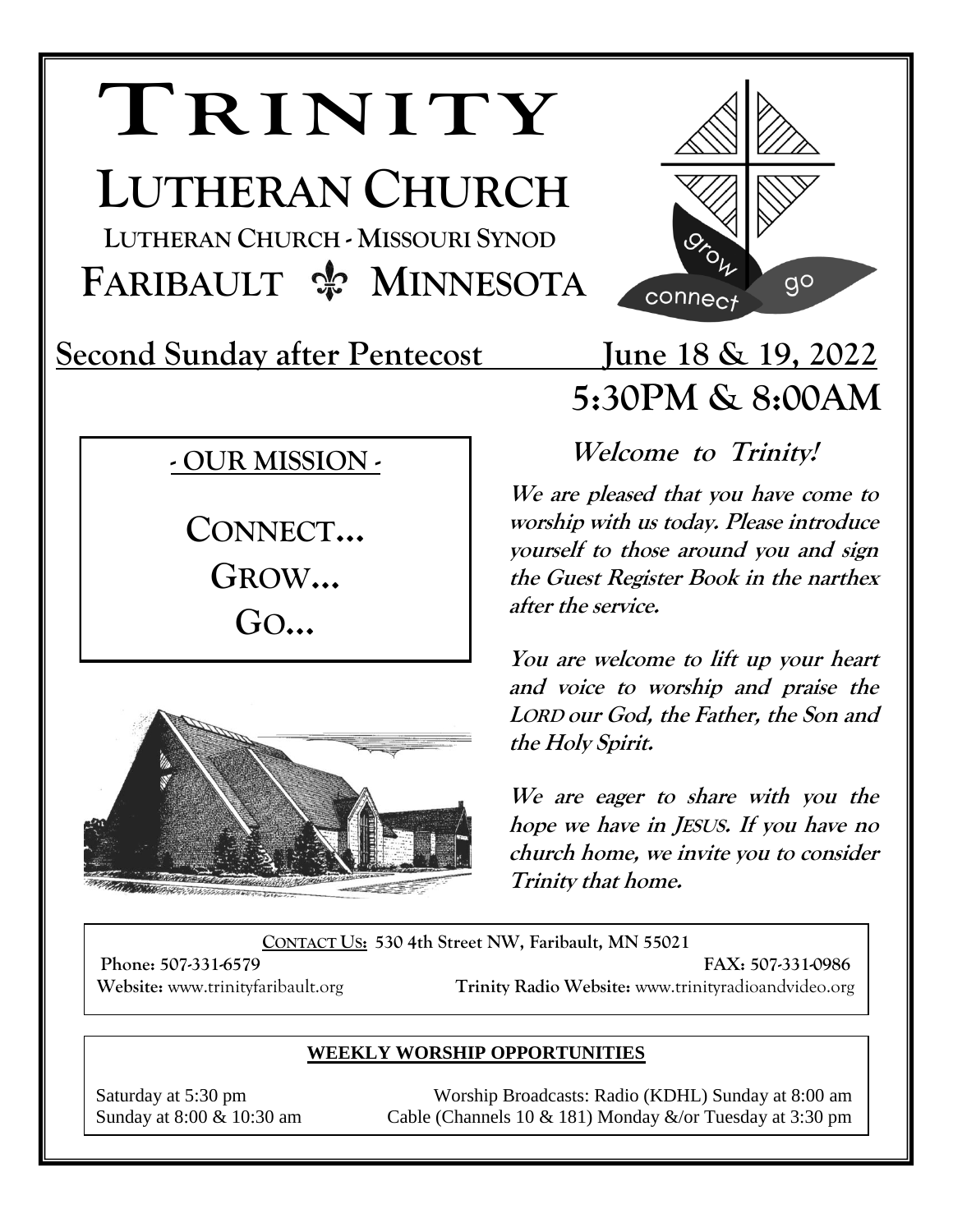# TRINITY

# LUTHERAN CHURCH

**LUTHERAN CHURCH - MISSOURI SYNOD**

**FARIBAULT ⚜ MINNESOTA**

grow connect go

## Second Sunday after Pentecost — June 18 & 19, 2022

## 5:30PM & 8:00AM

### - OUR MISSION -

**CONNECT…**
**GROW…**
**GO…**

### *Welcome to Trinity!*

***We are pleased that you have come to worship with us today. Please introduce yourself to those around you and sign the Guest Register Book in the narthex after the service.***

***You are welcome to lift up your heart and voice to worship and praise the LORD our God, the Father, the Son and the Holy Spirit.***

***We are eager to share with you the hope we have in JESUS. If you have no church home, we invite you to consider Trinity that home.***

**CONTACT US:** **530 4th Street NW, Faribault, MN 55021**
**Phone: 507-331-6579** **FAX: 507-331-0986**
**Website:** www.trinityfaribault.org **Trinity Radio Website:** www.trinityradioandvideo.org

**WEEKLY WORSHIP OPPORTUNITIES**

Saturday at 5:30 pm
Sunday at 8:00 & 10:30 am

Worship Broadcasts: Radio (KDHL) Sunday at 8:00 am
Cable (Channels 10 & 181) Monday &/or Tuesday at 3:30 pm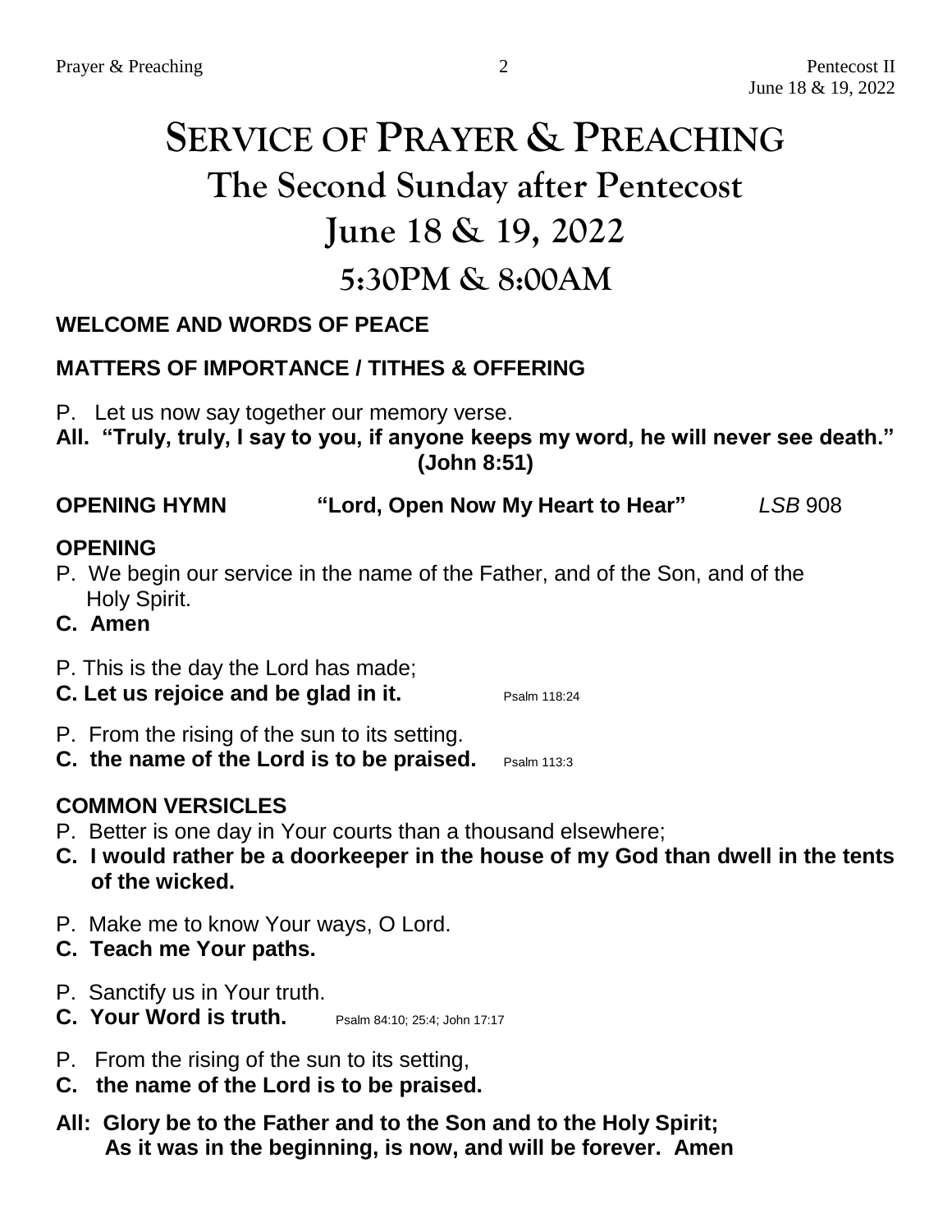# SERVICE OF PRAYER & PREACHING

## The Second Sunday after Pentecost

## June 18 & 19, 2022

## 5:30PM & 8:00AM

**WELCOME AND WORDS OF PEACE**

**MATTERS OF IMPORTANCE / TITHES & OFFERING**

P. Let us now say together our memory verse.

**All. "Truly, truly, I say to you, if anyone keeps my word, he will never see death." (John 8:51)**

**OPENING HYMN "Lord, Open Now My Heart to Hear"** *LSB* 908

**OPENING**

P. We begin our service in the name of the Father, and of the Son, and of the Holy Spirit.

**C. Amen**

P. This is the day the Lord has made;

**C. Let us rejoice and be glad in it.** Psalm 118:24

P. From the rising of the sun to its setting.

**C. the name of the Lord is to be praised.** Psalm 113:3

**COMMON VERSICLES**

P. Better is one day in Your courts than a thousand elsewhere;

**C. I would rather be a doorkeeper in the house of my God than dwell in the tents of the wicked.**

P. Make me to know Your ways, O Lord.

**C. Teach me Your paths.**

P. Sanctify us in Your truth.

**C. Your Word is truth.** Psalm 84:10; 25:4; John 17:17

P. From the rising of the sun to its setting,

**C. the name of the Lord is to be praised.**

**All: Glory be to the Father and to the Son and to the Holy Spirit;
As it was in the beginning, is now, and will be forever. Amen**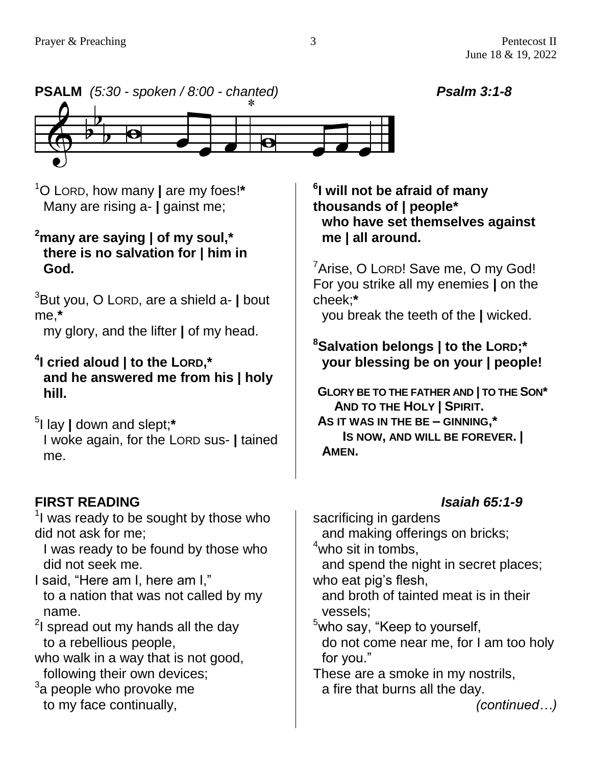**PSALM** *(5:30 - spoken / 8:00 - chanted)* ***Psalm 3:1-8***

[1]O LORD, how many | are my foes!*
  Many are rising a- | gainst me;

**[2]many are saying | of my soul,***
  **there is no salvation for | him in God.**

[3]But you, O LORD, are a shield a- | bout me,*
  my glory, and the lifter | of my head.

**[4]I cried aloud | to the LORD,***
  **and he answered me from his | holy hill.**

[5]I lay | down and slept;*
  I woke again, for the LORD sus- | tained me.

**[6]I will not be afraid of many thousands of | people***
  **who have set themselves against me | all around.**

[7]Arise, O LORD! Save me, O my God! For you strike all my enemies | on the cheek;*
  you break the teeth of the | wicked.

**[8]Salvation belongs | to the LORD;***
  **your blessing be on your | people!**

**GLORY BE TO THE FATHER AND | TO THE SON***
  **AND TO THE HOLY | SPIRIT.**
**AS IT WAS IN THE BE – GINNING,***
  **IS NOW, AND WILL BE FOREVER. | AMEN.**

**FIRST READING** ***Isaiah 65:1-9***

[1]I was ready to be sought by those who did not ask for me;
  I was ready to be found by those who did not seek me.
I said, "Here am I, here am I,"
  to a nation that was not called by my name.
[2]I spread out my hands all the day
  to a rebellious people,
who walk in a way that is not good,
  following their own devices;
[3]a people who provoke me
  to my face continually,
sacrificing in gardens
  and making offerings on bricks;
[4]who sit in tombs,
  and spend the night in secret places;
who eat pig's flesh,
  and broth of tainted meat is in their vessels;
[5]who say, "Keep to yourself,
  do not come near me, for I am too holy for you."
These are a smoke in my nostrils,
  a fire that burns all the day.

*(continued…)*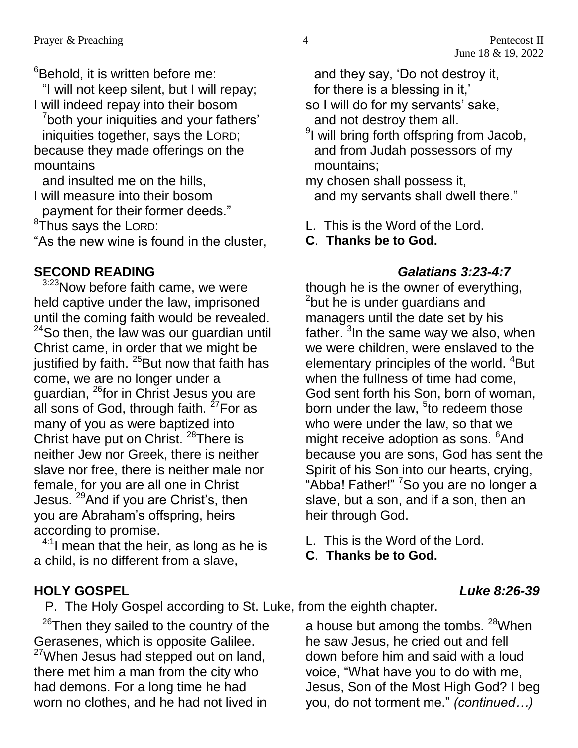[6]Behold, it is written before me:
"I will not keep silent, but I will repay;
I will indeed repay into their bosom
[7]both your iniquities and your fathers' iniquities together, says the LORD;
because they made offerings on the mountains
and insulted me on the hills,
I will measure into their bosom
payment for their former deeds."
[8]Thus says the LORD:
"As the new wine is found in the cluster,
and they say, 'Do not destroy it,
for there is a blessing in it,'
so I will do for my servants' sake,
and not destroy them all.
[9]I will bring forth offspring from Jacob,
and from Judah possessors of my mountains;
my chosen shall possess it,
and my servants shall dwell there."

L. This is the Word of the Lord.
**C. Thanks be to God.**

## SECOND READING *Galatians 3:23-4:7*

[3:23]Now before faith came, we were held captive under the law, imprisoned until the coming faith would be revealed. [24]So then, the law was our guardian until Christ came, in order that we might be justified by faith. [25]But now that faith has come, we are no longer under a guardian, [26]for in Christ Jesus you are all sons of God, through faith. [27]For as many of you as were baptized into Christ have put on Christ. [28]There is neither Jew nor Greek, there is neither slave nor free, there is neither male nor female, for you are all one in Christ Jesus. [29]And if you are Christ's, then you are Abraham's offspring, heirs according to promise.
[4:1]I mean that the heir, as long as he is a child, is no different from a slave, though he is the owner of everything, [2]but he is under guardians and managers until the date set by his father. [3]In the same way we also, when we were children, were enslaved to the elementary principles of the world. [4]But when the fullness of time had come, God sent forth his Son, born of woman, born under the law, [5]to redeem those who were under the law, so that we might receive adoption as sons. [6]And because you are sons, God has sent the Spirit of his Son into our hearts, crying, "Abba! Father!" [7]So you are no longer a slave, but a son, and if a son, then an heir through God.

L. This is the Word of the Lord.
**C. Thanks be to God.**

## HOLY GOSPEL *Luke 8:26-39*

P. The Holy Gospel according to St. Luke, from the eighth chapter.

[26]Then they sailed to the country of the Gerasenes, which is opposite Galilee. [27]When Jesus had stepped out on land, there met him a man from the city who had demons. For a long time he had worn no clothes, and he had not lived in a house but among the tombs. [28]When he saw Jesus, he cried out and fell down before him and said with a loud voice, "What have you to do with me, Jesus, Son of the Most High God? I beg you, do not torment me." *(continued…)*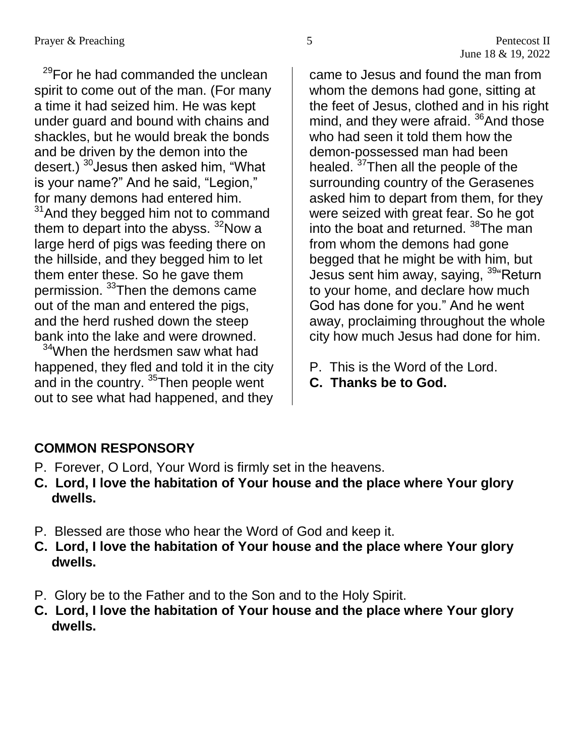[29]For he had commanded the unclean spirit to come out of the man. (For many a time it had seized him. He was kept under guard and bound with chains and shackles, but he would break the bonds and be driven by the demon into the desert.) [30]Jesus then asked him, "What is your name?" And he said, "Legion," for many demons had entered him. [31]And they begged him not to command them to depart into the abyss. [32]Now a large herd of pigs was feeding there on the hillside, and they begged him to let them enter these. So he gave them permission. [33]Then the demons came out of the man and entered the pigs, and the herd rushed down the steep bank into the lake and were drowned.

[34]When the herdsmen saw what had happened, they fled and told it in the city and in the country. [35]Then people went out to see what had happened, and they came to Jesus and found the man from whom the demons had gone, sitting at the feet of Jesus, clothed and in his right mind, and they were afraid. [36]And those who had seen it told them how the demon-possessed man had been healed. [37]Then all the people of the surrounding country of the Gerasenes asked him to depart from them, for they were seized with great fear. So he got into the boat and returned. [38]The man from whom the demons had gone begged that he might be with him, but Jesus sent him away, saying, [39]"Return to your home, and declare how much God has done for you." And he went away, proclaiming throughout the whole city how much Jesus had done for him.

P. This is the Word of the Lord.
**C. Thanks be to God.**

## COMMON RESPONSORY

P. Forever, O Lord, Your Word is firmly set in the heavens.
**C. Lord, I love the habitation of Your house and the place where Your glory dwells.**

P. Blessed are those who hear the Word of God and keep it.
**C. Lord, I love the habitation of Your house and the place where Your glory dwells.**

P. Glory be to the Father and to the Son and to the Holy Spirit.
**C. Lord, I love the habitation of Your house and the place where Your glory dwells.**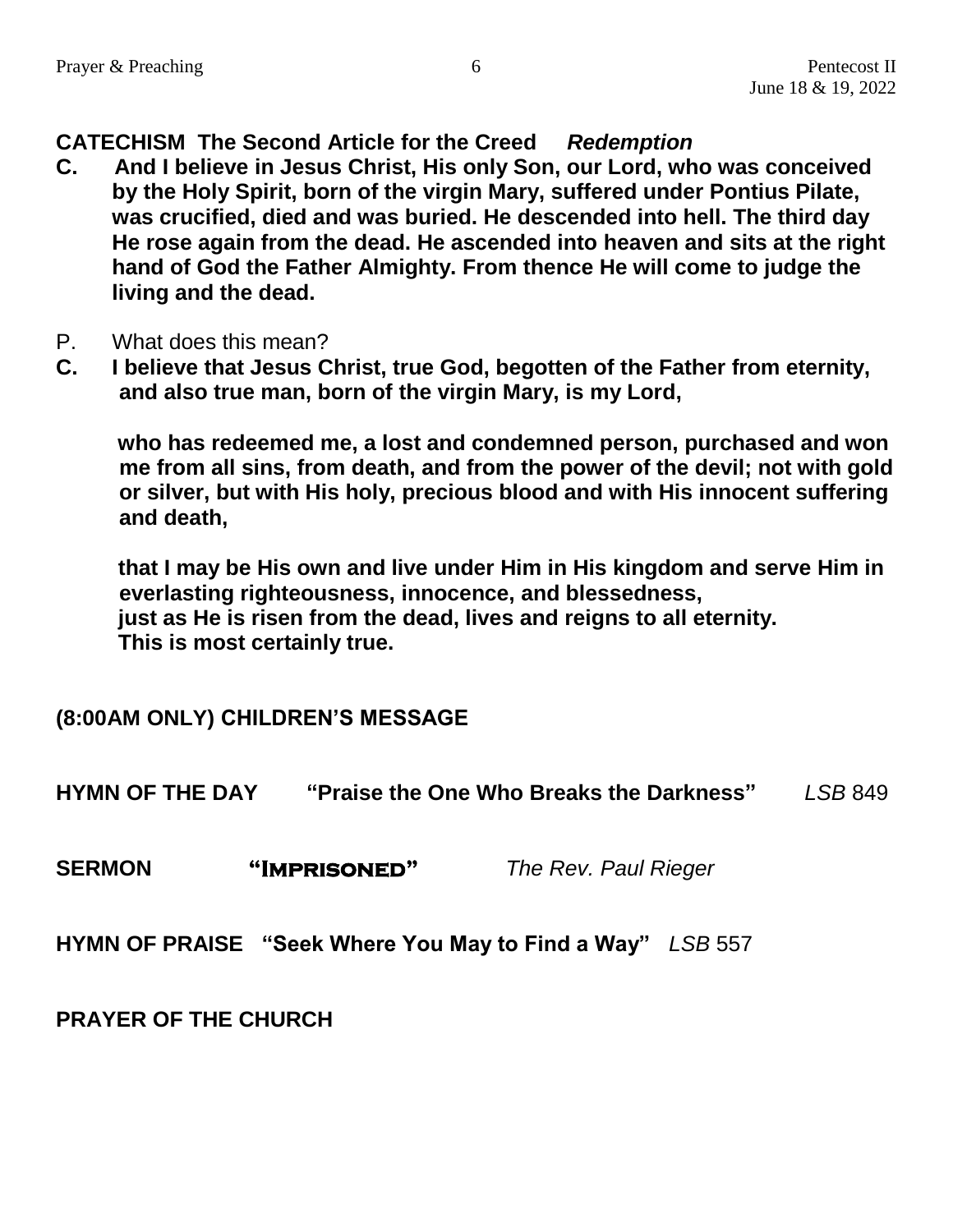**CATECHISM The Second Article for the Creed** ***Redemption***

**C. And I believe in Jesus Christ, His only Son, our Lord, who was conceived by the Holy Spirit, born of the virgin Mary, suffered under Pontius Pilate, was crucified, died and was buried. He descended into hell. The third day He rose again from the dead. He ascended into heaven and sits at the right hand of God the Father Almighty. From thence He will come to judge the living and the dead.**

P. What does this mean?

**C. I believe that Jesus Christ, true God, begotten of the Father from eternity, and also true man, born of the virgin Mary, is my Lord,**

**who has redeemed me, a lost and condemned person, purchased and won me from all sins, from death, and from the power of the devil; not with gold or silver, but with His holy, precious blood and with His innocent suffering and death,**

**that I may be His own and live under Him in His kingdom and serve Him in everlasting righteousness, innocence, and blessedness,**
**just as He is risen from the dead, lives and reigns to all eternity.**
**This is most certainly true.**

**(8:00AM ONLY) CHILDREN'S MESSAGE**

**HYMN OF THE DAY "Praise the One Who Breaks the Darkness"** *LSB* 849

**SERMON "Imprisoned"** *The Rev. Paul Rieger*

**HYMN OF PRAISE "Seek Where You May to Find a Way"** *LSB* 557

**PRAYER OF THE CHURCH**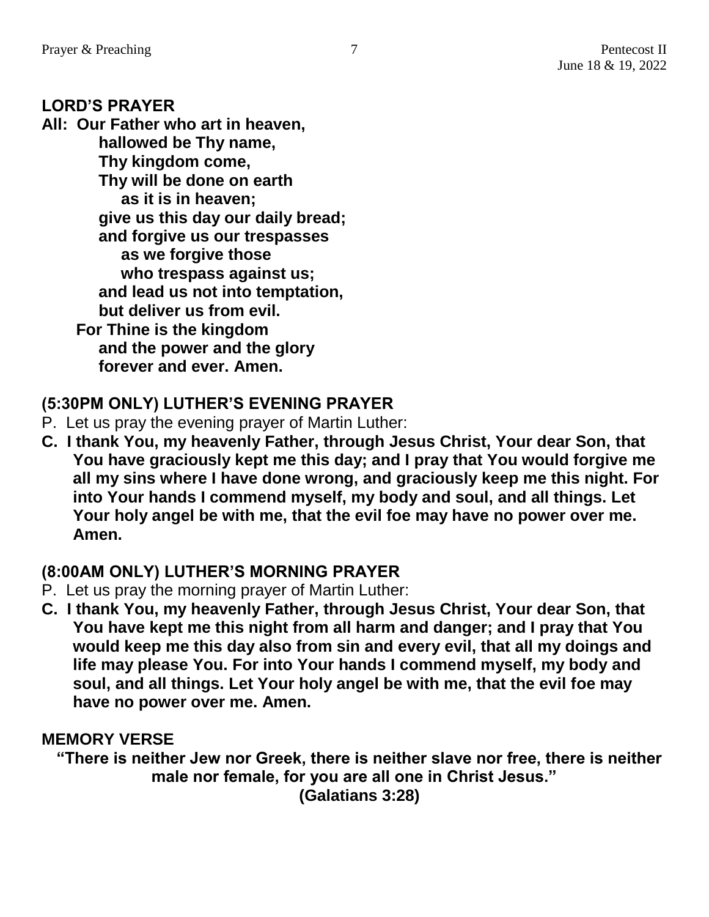**LORD'S PRAYER**

**All: Our Father who art in heaven,**
**hallowed be Thy name,**
**Thy kingdom come,**
**Thy will be done on earth**
**as it is in heaven;**
**give us this day our daily bread;**
**and forgive us our trespasses**
**as we forgive those**
**who trespass against us;**
**and lead us not into temptation,**
**but deliver us from evil.**
**For Thine is the kingdom**
**and the power and the glory**
**forever and ever. Amen.**

**(5:30PM ONLY) LUTHER'S EVENING PRAYER**

P. Let us pray the evening prayer of Martin Luther:

**C. I thank You, my heavenly Father, through Jesus Christ, Your dear Son, that You have graciously kept me this day; and I pray that You would forgive me all my sins where I have done wrong, and graciously keep me this night. For into Your hands I commend myself, my body and soul, and all things. Let Your holy angel be with me, that the evil foe may have no power over me. Amen.**

**(8:00AM ONLY) LUTHER'S MORNING PRAYER**

P. Let us pray the morning prayer of Martin Luther:

**C. I thank You, my heavenly Father, through Jesus Christ, Your dear Son, that You have kept me this night from all harm and danger; and I pray that You would keep me this day also from sin and every evil, that all my doings and life may please You. For into Your hands I commend myself, my body and soul, and all things. Let Your holy angel be with me, that the evil foe may have no power over me. Amen.**

**MEMORY VERSE**

**"There is neither Jew nor Greek, there is neither slave nor free, there is neither male nor female, for you are all one in Christ Jesus."**
**(Galatians 3:28)**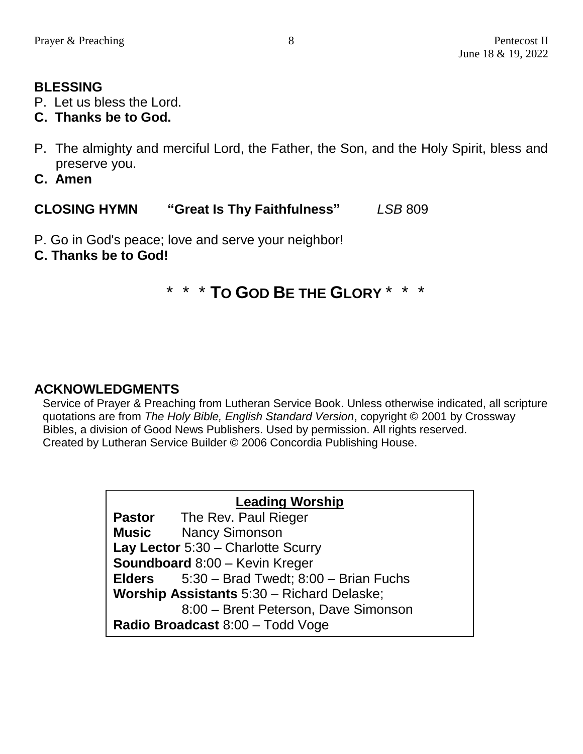## BLESSING

P. Let us bless the Lord.

**C. Thanks be to God.**

P. The almighty and merciful Lord, the Father, the Son, and the Holy Spirit, bless and preserve you.

**C. Amen**

**CLOSING HYMN "Great Is Thy Faithfulness"** *LSB* 809

P. Go in God's peace; love and serve your neighbor!

**C. Thanks be to God!**

\* \* \* **TO GOD BE THE GLORY** \* \* \*

## ACKNOWLEDGMENTS

Service of Prayer & Preaching from Lutheran Service Book. Unless otherwise indicated, all scripture quotations are from *The Holy Bible, English Standard Version*, copyright © 2001 by Crossway Bibles, a division of Good News Publishers. Used by permission. All rights reserved. Created by Lutheran Service Builder © 2006 Concordia Publishing House.

**Leading Worship**

**Pastor** The Rev. Paul Rieger
**Music** Nancy Simonson
**Lay Lector** 5:30 – Charlotte Scurry
**Soundboard** 8:00 – Kevin Kreger
**Elders** 5:30 – Brad Twedt; 8:00 – Brian Fuchs
**Worship Assistants** 5:30 – Richard Delaske;
8:00 – Brent Peterson, Dave Simonson
**Radio Broadcast** 8:00 – Todd Voge